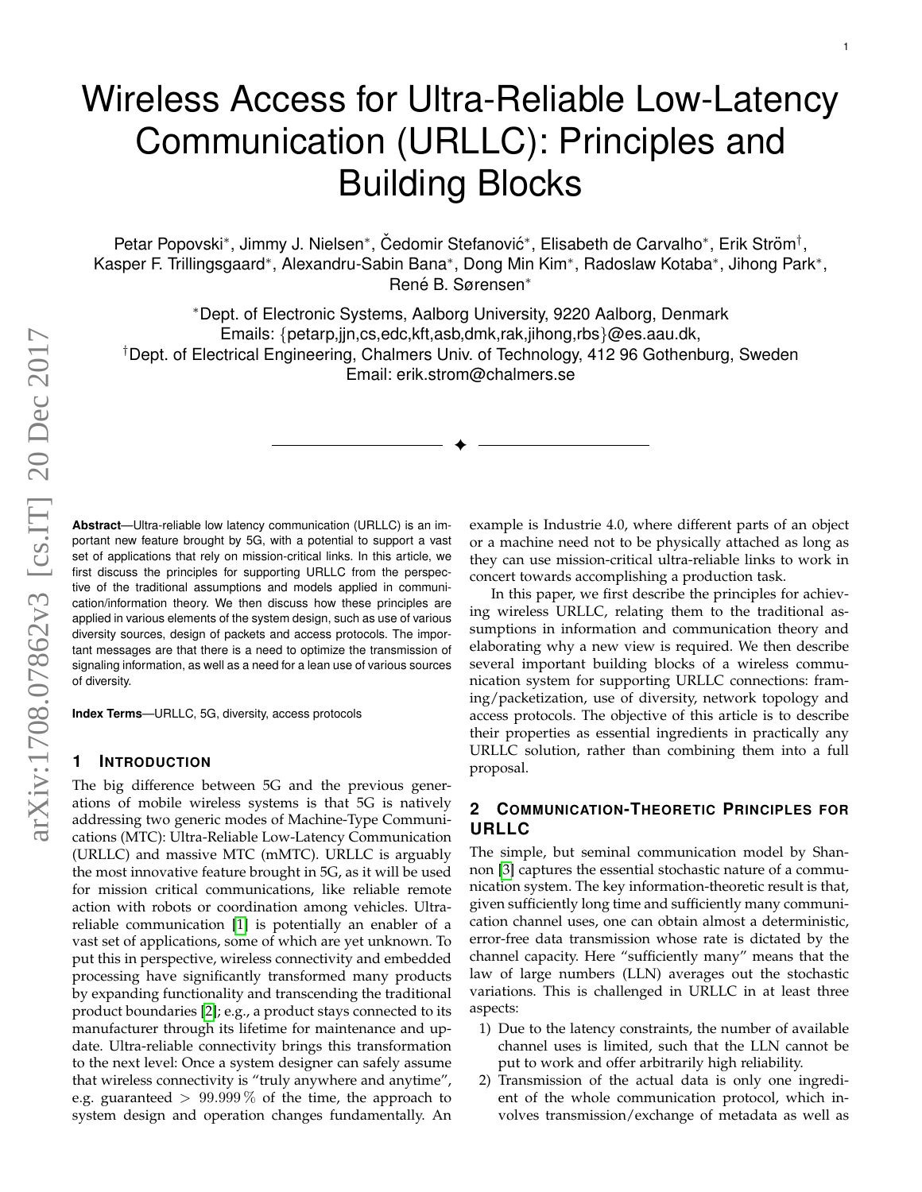# Wireless Access for Ultra-Reliable Low-Latency Communication (URLLC): Principles and Building Blocks

Petar Popovski*, Jimmy J. Nielsen*, Čedomir Stefanović*, Elisabeth de Carvalho*, Erik Ström†, Kasper F. Trillingsgaard*, Alexandru-Sabin Bana*, Dong Min Kim*, Radoslaw Kotaba*, Jihong Park*, René B. Sørensen*

*Dept. of Electronic Systems, Aalborg University, 9220 Aalborg, Denmark
Emails: {petarp,jjn,cs,edc,kft,asb,dmk,rak,jihong,rbs}@es.aau.dk,
†Dept. of Electrical Engineering, Chalmers Univ. of Technology, 412 96 Gothenburg, Sweden
Email: erik.strom@chalmers.se

**Abstract**—Ultra-reliable low latency communication (URLLC) is an important new feature brought by 5G, with a potential to support a vast set of applications that rely on mission-critical links. In this article, we first discuss the principles for supporting URLLC from the perspective of the traditional assumptions and models applied in communication/information theory. We then discuss how these principles are applied in various elements of the system design, such as use of various diversity sources, design of packets and access protocols. The important messages are that there is a need to optimize the transmission of signaling information, as well as a need for a lean use of various sources of diversity.

**Index Terms**—URLLC, 5G, diversity, access protocols

## 1 Introduction

The big difference between 5G and the previous generations of mobile wireless systems is that 5G is natively addressing two generic modes of Machine-Type Communications (MTC): Ultra-Reliable Low-Latency Communication (URLLC) and massive MTC (mMTC). URLLC is arguably the most innovative feature brought in 5G, as it will be used for mission critical communications, like reliable remote action with robots or coordination among vehicles. Ultra-reliable communication [1] is potentially an enabler of a vast set of applications, some of which are yet unknown. To put this in perspective, wireless connectivity and embedded processing have significantly transformed many products by expanding functionality and transcending the traditional product boundaries [2]; e.g., a product stays connected to its manufacturer through its lifetime for maintenance and update. Ultra-reliable connectivity brings this transformation to the next level: Once a system designer can safely assume that wireless connectivity is "truly anywhere and anytime", e.g. guaranteed $> 99.999\,\%$ of the time, the approach to system design and operation changes fundamentally. An example is Industrie 4.0, where different parts of an object or a machine need not to be physically attached as long as they can use mission-critical ultra-reliable links to work in concert towards accomplishing a production task.

In this paper, we first describe the principles for achieving wireless URLLC, relating them to the traditional assumptions in information and communication theory and elaborating why a new view is required. We then describe several important building blocks of a wireless communication system for supporting URLLC connections: framing/packetization, use of diversity, network topology and access protocols. The objective of this article is to describe their properties as essential ingredients in practically any URLLC solution, rather than combining them into a full proposal.

## 2 Communication-Theoretic Principles for URLLC

The simple, but seminal communication model by Shannon [3] captures the essential stochastic nature of a communication system. The key information-theoretic result is that, given sufficiently long time and sufficiently many communication channel uses, one can obtain almost a deterministic, error-free data transmission whose rate is dictated by the channel capacity. Here "sufficiently many" means that the law of large numbers (LLN) averages out the stochastic variations. This is challenged in URLLC in at least three aspects:

1) Due to the latency constraints, the number of available channel uses is limited, such that the LLN cannot be put to work and offer arbitrarily high reliability.
2) Transmission of the actual data is only one ingredient of the whole communication protocol, which involves transmission/exchange of metadata as well as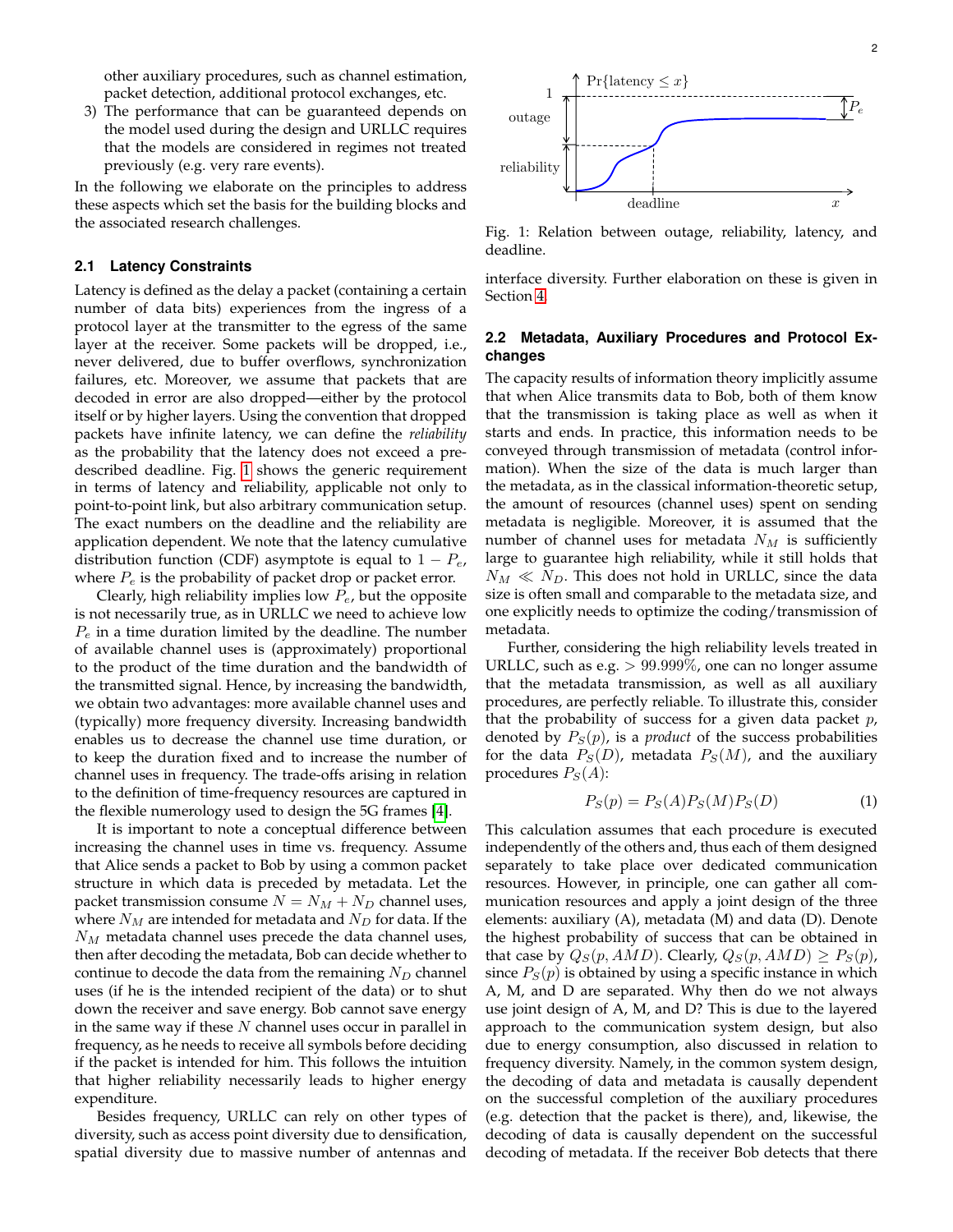other auxiliary procedures, such as channel estimation, packet detection, additional protocol exchanges, etc.

3) The performance that can be guaranteed depends on the model used during the design and URLLC requires that the models are considered in regimes not treated previously (e.g. very rare events).

In the following we elaborate on the principles to address these aspects which set the basis for the building blocks and the associated research challenges.

### 2.1 Latency Constraints

Latency is defined as the delay a packet (containing a certain number of data bits) experiences from the ingress of a protocol layer at the transmitter to the egress of the same layer at the receiver. Some packets will be dropped, i.e., never delivered, due to buffer overflows, synchronization failures, etc. Moreover, we assume that packets that are decoded in error are also dropped—either by the protocol itself or by higher layers. Using the convention that dropped packets have infinite latency, we can define the *reliability* as the probability that the latency does not exceed a pre-described deadline. Fig. 1 shows the generic requirement in terms of latency and reliability, applicable not only to point-to-point link, but also arbitrary communication setup. The exact numbers on the deadline and the reliability are application dependent. We note that the latency cumulative distribution function (CDF) asymptote is equal to $1 - P_e$, where $P_e$ is the probability of packet drop or packet error.

Clearly, high reliability implies low $P_e$, but the opposite is not necessarily true, as in URLLC we need to achieve low $P_e$ in a time duration limited by the deadline. The number of available channel uses is (approximately) proportional to the product of the time duration and the bandwidth of the transmitted signal. Hence, by increasing the bandwidth, we obtain two advantages: more available channel uses and (typically) more frequency diversity. Increasing bandwidth enables us to decrease the channel use time duration, or to keep the duration fixed and to increase the number of channel uses in frequency. The trade-offs arising in relation to the definition of time-frequency resources are captured in the flexible numerology used to design the 5G frames [4].

It is important to note a conceptual difference between increasing the channel uses in time vs. frequency. Assume that Alice sends a packet to Bob by using a common packet structure in which data is preceded by metadata. Let the packet transmission consume $N = N_M + N_D$ channel uses, where $N_M$ are intended for metadata and $N_D$ for data. If the $N_M$ metadata channel uses precede the data channel uses, then after decoding the metadata, Bob can decide whether to continue to decode the data from the remaining $N_D$ channel uses (if he is the intended recipient of the data) or to shut down the receiver and save energy. Bob cannot save energy in the same way if these $N$ channel uses occur in parallel in frequency, as he needs to receive all symbols before deciding if the packet is intended for him. This follows the intuition that higher reliability necessarily leads to higher energy expenditure.

Besides frequency, URLLC can rely on other types of diversity, such as access point diversity due to densification, spatial diversity due to massive number of antennas and interface diversity. Further elaboration on these is given in Section 4.

Fig. 1: Relation between outage, reliability, latency, and deadline.

### 2.2 Metadata, Auxiliary Procedures and Protocol Exchanges

The capacity results of information theory implicitly assume that when Alice transmits data to Bob, both of them know that the transmission is taking place as well as when it starts and ends. In practice, this information needs to be conveyed through transmission of metadata (control information). When the size of the data is much larger than the metadata, as in the classical information-theoretic setup, the amount of resources (channel uses) spent on sending metadata is negligible. Moreover, it is assumed that the number of channel uses for metadata $N_M$ is sufficiently large to guarantee high reliability, while it still holds that $N_M \ll N_D$. This does not hold in URLLC, since the data size is often small and comparable to the metadata size, and one explicitly needs to optimize the coding/transmission of metadata.

Further, considering the high reliability levels treated in URLLC, such as e.g. $> 99.999\%$, one can no longer assume that the metadata transmission, as well as all auxiliary procedures, are perfectly reliable. To illustrate this, consider that the probability of success for a given data packet $p$, denoted by $P_S(p)$, is a *product* of the success probabilities for the data $P_S(D)$, metadata $P_S(M)$, and the auxiliary procedures $P_S(A)$:

$$P_S(p) = P_S(A)P_S(M)P_S(D) \tag{1}$$

This calculation assumes that each procedure is executed independently of the others and, thus each of them designed separately to take place over dedicated communication resources. However, in principle, one can gather all communication resources and apply a joint design of the three elements: auxiliary (A), metadata (M) and data (D). Denote the highest probability of success that can be obtained in that case by $Q_S(p, AMD)$. Clearly, $Q_S(p, AMD) \geq P_S(p)$, since $P_S(p)$ is obtained by using a specific instance in which A, M, and D are separated. Why then do we not always use joint design of A, M, and D? This is due to the layered approach to the communication system design, but also due to energy consumption, also discussed in relation to frequency diversity. Namely, in the common system design, the decoding of data and metadata is causally dependent on the successful completion of the auxiliary procedures (e.g. detection that the packet is there), and, likewise, the decoding of data is causally dependent on the successful decoding of metadata. If the receiver Bob detects that there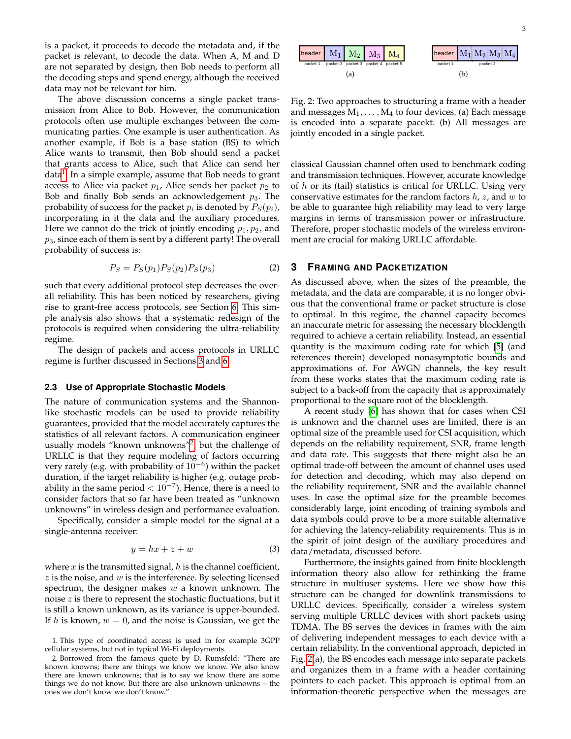is a packet, it proceeds to decode the metadata and, if the packet is relevant, to decode the data. When A, M and D are not separated by design, then Bob needs to perform all the decoding steps and spend energy, although the received data may not be relevant for him.

The above discussion concerns a single packet transmission from Alice to Bob. However, the communication protocols often use multiple exchanges between the communicating parties. One example is user authentication. As another example, if Bob is a base station (BS) to which Alice wants to transmit, then Bob should send a packet that grants access to Alice, such that Alice can send her data[1]. In a simple example, assume that Bob needs to grant access to Alice via packet $p_1$, Alice sends her packet $p_2$ to Bob and finally Bob sends an acknowledgement $p_3$. The probability of success for the packet $p_i$ is denoted by $P_S(p_i)$, incorporating in it the data and the auxiliary procedures. Here we cannot do the trick of jointly encoding $p_1, p_2$, and $p_3$, since each of them is sent by a different party! The overall probability of success is:

$$P_S = P_S(p_1)P_S(p_2)P_S(p_3) \tag{2}$$

such that every additional protocol step decreases the overall reliability. This has been noticed by researchers, giving rise to grant-free access protocols, see Section 6. This simple analysis also shows that a systematic redesign of the protocols is required when considering the ultra-reliability regime.

The design of packets and access protocols in URLLC regime is further discussed in Sections 3 and 6.

### 2.3 Use of Appropriate Stochastic Models

The nature of communication systems and the Shannon-like stochastic models can be used to provide reliability guarantees, provided that the model accurately captures the statistics of all relevant factors. A communication engineer usually models "known unknowns"[2], but the challenge of URLLC is that they require modeling of factors occurring very rarely (e.g. with probability of $10^{-6}$) within the packet duration, if the target reliability is higher (e.g. outage probability in the same period $< 10^{-7}$). Hence, there is a need to consider factors that so far have been treated as "unknown unknowns" in wireless design and performance evaluation.

Specifically, consider a simple model for the signal at a single-antenna receiver:

$$y = hx + z + w \tag{3}$$

where $x$ is the transmitted signal, $h$ is the channel coefficient, $z$ is the noise, and $w$ is the interference. By selecting licensed spectrum, the designer makes $w$ a known unknown. The noise $z$ is there to represent the stochastic fluctuations, but it is still a known unknown, as its variance is upper-bounded. If $h$ is known, $w = 0$, and the noise is Gaussian, we get the classical Gaussian channel often used to benchmark coding and transmission techniques. However, accurate knowledge of $h$ or its (tail) statistics is critical for URLLC. Using very conservative estimates for the random factors $h$, $z$, and $w$ to be able to guarantee high reliability may lead to very large margins in terms of transmission power or infrastructure. Therefore, proper stochastic models of the wireless environment are crucial for making URLLC affordable.

1. This type of coordinated access is used in for example 3GPP cellular systems, but not in typical Wi-Fi deployments.

2. Borrowed from the famous quote by D. Rumsfeld: "There are known knowns; there are things we know we know. We also know there are known unknowns; that is to say we know there are some things we do not know. But there are also unknown unknowns – the ones we don't know we don't know."

| header | $M_1$ | $M_2$ | $M_3$ | $M_4$ |
|---|---|---|---|---|
| packet 1 | packet 2 | packet 3 | packet 4 | packet 5 |

(a)

| header | $M_1$ $M_2$ $M_3$ $M_4$ |
|---|---|
| packet 1 | packet 2 |

(b)

Fig. 2: Two approaches to structuring a frame with a header and messages $M_1, \ldots, M_4$ to four devices. (a) Each message is encoded into a separate pacekt. (b) All messages are jointly encoded in a single packet.

## 3 Framing and Packetization

As discussed above, when the sizes of the preamble, the metadata, and the data are comparable, it is no longer obvious that the conventional frame or packet structure is close to optimal. In this regime, the channel capacity becomes an inaccurate metric for assessing the necessary blocklength required to achieve a certain reliability. Instead, an essential quantity is the maximum coding rate for which [5] (and references therein) developed nonasymptotic bounds and approximations of. For AWGN channels, the key result from these works states that the maximum coding rate is subject to a back-off from the capacity that is approximately proportional to the square root of the blocklength.

A recent study [6] has shown that for cases when CSI is unknown and the channel uses are limited, there is an optimal size of the preamble used for CSI acquisition, which depends on the reliability requirement, SNR, frame length and data rate. This suggests that there might also be an optimal trade-off between the amount of channel uses used for detection and decoding, which may also depend on the reliability requirement, SNR and the available channel uses. In case the optimal size for the preamble becomes considerably large, joint encoding of training symbols and data symbols could prove to be a more suitable alternative for achieving the latency-reliability requirements. This is in the spirit of joint design of the auxiliary procedures and data/metadata, discussed before.

Furthermore, the insights gained from finite blocklength information theory also allow for rethinking the frame structure in multiuser systems. Here we show how this structure can be changed for downlink transmissions to URLLC devices. Specifically, consider a wireless system serving multiple URLLC devices with short packets using TDMA. The BS serves the devices in frames with the aim of delivering independent messages to each device with a certain reliability. In the conventional approach, depicted in Fig. 2(a), the BS encodes each message into separate packets and organizes them in a frame with a header containing pointers to each packet. This approach is optimal from an information-theoretic perspective when the messages are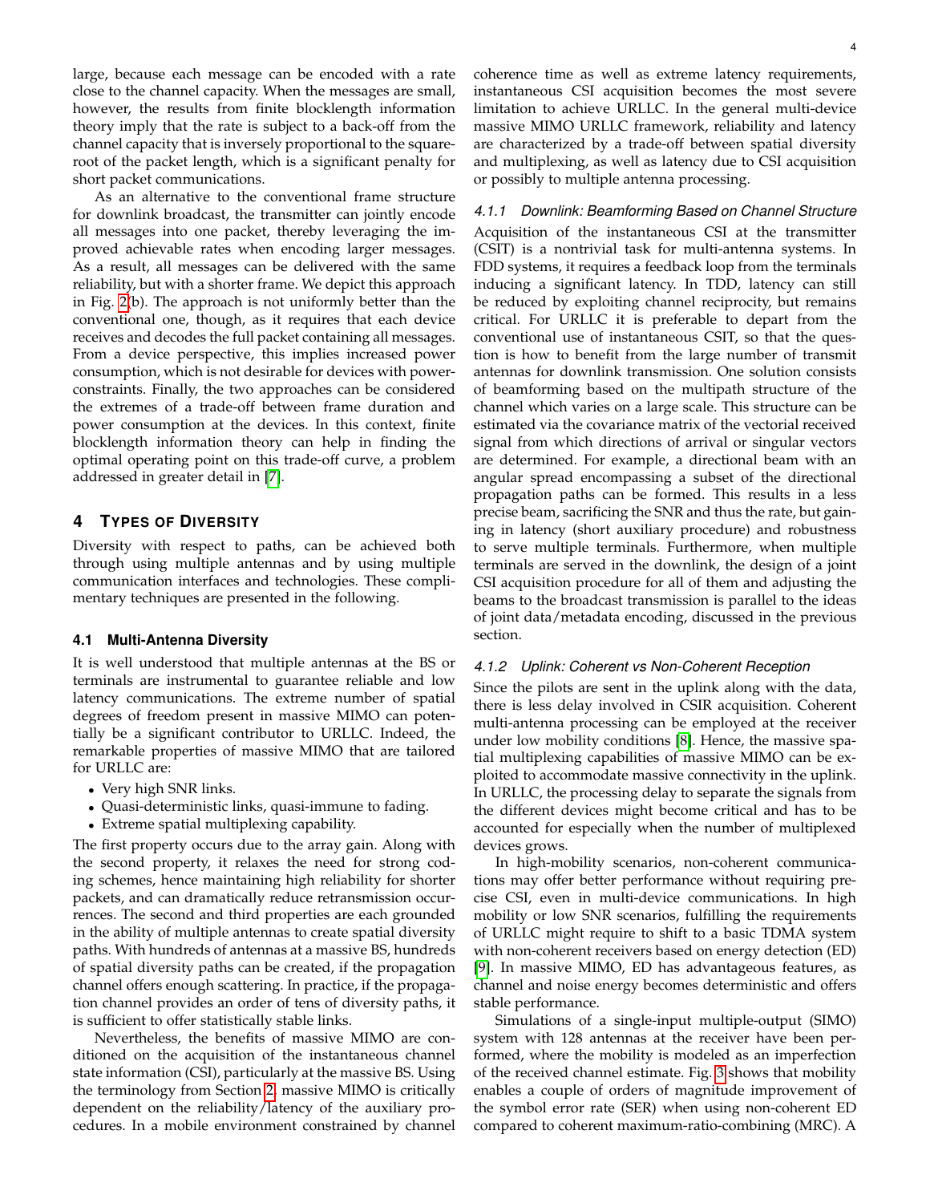large, because each message can be encoded with a rate close to the channel capacity. When the messages are small, however, the results from finite blocklength information theory imply that the rate is subject to a back-off from the channel capacity that is inversely proportional to the square-root of the packet length, which is a significant penalty for short packet communications.

As an alternative to the conventional frame structure for downlink broadcast, the transmitter can jointly encode all messages into one packet, thereby leveraging the improved achievable rates when encoding larger messages. As a result, all messages can be delivered with the same reliability, but with a shorter frame. We depict this approach in Fig. 2(b). The approach is not uniformly better than the conventional one, though, as it requires that each device receives and decodes the full packet containing all messages. From a device perspective, this implies increased power consumption, which is not desirable for devices with power-constraints. Finally, the two approaches can be considered the extremes of a trade-off between frame duration and power consumption at the devices. In this context, finite blocklength information theory can help in finding the optimal operating point on this trade-off curve, a problem addressed in greater detail in [7].

## 4 Types of Diversity

Diversity with respect to paths, can be achieved both through using multiple antennas and by using multiple communication interfaces and technologies. These complimentary techniques are presented in the following.

### 4.1 Multi-Antenna Diversity

It is well understood that multiple antennas at the BS or terminals are instrumental to guarantee reliable and low latency communications. The extreme number of spatial degrees of freedom present in massive MIMO can potentially be a significant contributor to URLLC. Indeed, the remarkable properties of massive MIMO that are tailored for URLLC are:

- Very high SNR links.
- Quasi-deterministic links, quasi-immune to fading.
- Extreme spatial multiplexing capability.

The first property occurs due to the array gain. Along with the second property, it relaxes the need for strong coding schemes, hence maintaining high reliability for shorter packets, and can dramatically reduce retransmission occurrences. The second and third properties are each grounded in the ability of multiple antennas to create spatial diversity paths. With hundreds of antennas at a massive BS, hundreds of spatial diversity paths can be created, if the propagation channel offers enough scattering. In practice, if the propagation channel provides an order of tens of diversity paths, it is sufficient to offer statistically stable links.

Nevertheless, the benefits of massive MIMO are conditioned on the acquisition of the instantaneous channel state information (CSI), particularly at the massive BS. Using the terminology from Section 2, massive MIMO is critically dependent on the reliability/latency of the auxiliary procedures. In a mobile environment constrained by channel coherence time as well as extreme latency requirements, instantaneous CSI acquisition becomes the most severe limitation to achieve URLLC. In the general multi-device massive MIMO URLLC framework, reliability and latency are characterized by a trade-off between spatial diversity and multiplexing, as well as latency due to CSI acquisition or possibly to multiple antenna processing.

#### 4.1.1 *Downlink: Beamforming Based on Channel Structure*

Acquisition of the instantaneous CSI at the transmitter (CSIT) is a nontrivial task for multi-antenna systems. In FDD systems, it requires a feedback loop from the terminals inducing a significant latency. In TDD, latency can still be reduced by exploiting channel reciprocity, but remains critical. For URLLC it is preferable to depart from the conventional use of instantaneous CSIT, so that the question is how to benefit from the large number of transmit antennas for downlink transmission. One solution consists of beamforming based on the multipath structure of the channel which varies on a large scale. This structure can be estimated via the covariance matrix of the vectorial received signal from which directions of arrival or singular vectors are determined. For example, a directional beam with an angular spread encompassing a subset of the directional propagation paths can be formed. This results in a less precise beam, sacrificing the SNR and thus the rate, but gaining in latency (short auxiliary procedure) and robustness to serve multiple terminals. Furthermore, when multiple terminals are served in the downlink, the design of a joint CSI acquisition procedure for all of them and adjusting the beams to the broadcast transmission is parallel to the ideas of joint data/metadata encoding, discussed in the previous section.

#### 4.1.2 *Uplink: Coherent vs Non-Coherent Reception*

Since the pilots are sent in the uplink along with the data, there is less delay involved in CSIR acquisition. Coherent multi-antenna processing can be employed at the receiver under low mobility conditions [8]. Hence, the massive spatial multiplexing capabilities of massive MIMO can be exploited to accommodate massive connectivity in the uplink. In URLLC, the processing delay to separate the signals from the different devices might become critical and has to be accounted for especially when the number of multiplexed devices grows.

In high-mobility scenarios, non-coherent communications may offer better performance without requiring precise CSI, even in multi-device communications. In high mobility or low SNR scenarios, fulfilling the requirements of URLLC might require to shift to a basic TDMA system with non-coherent receivers based on energy detection (ED) [9]. In massive MIMO, ED has advantageous features, as channel and noise energy becomes deterministic and offers stable performance.

Simulations of a single-input multiple-output (SIMO) system with 128 antennas at the receiver have been performed, where the mobility is modeled as an imperfection of the received channel estimate. Fig. 3 shows that mobility enables a couple of orders of magnitude improvement of the symbol error rate (SER) when using non-coherent ED compared to coherent maximum-ratio-combining (MRC). A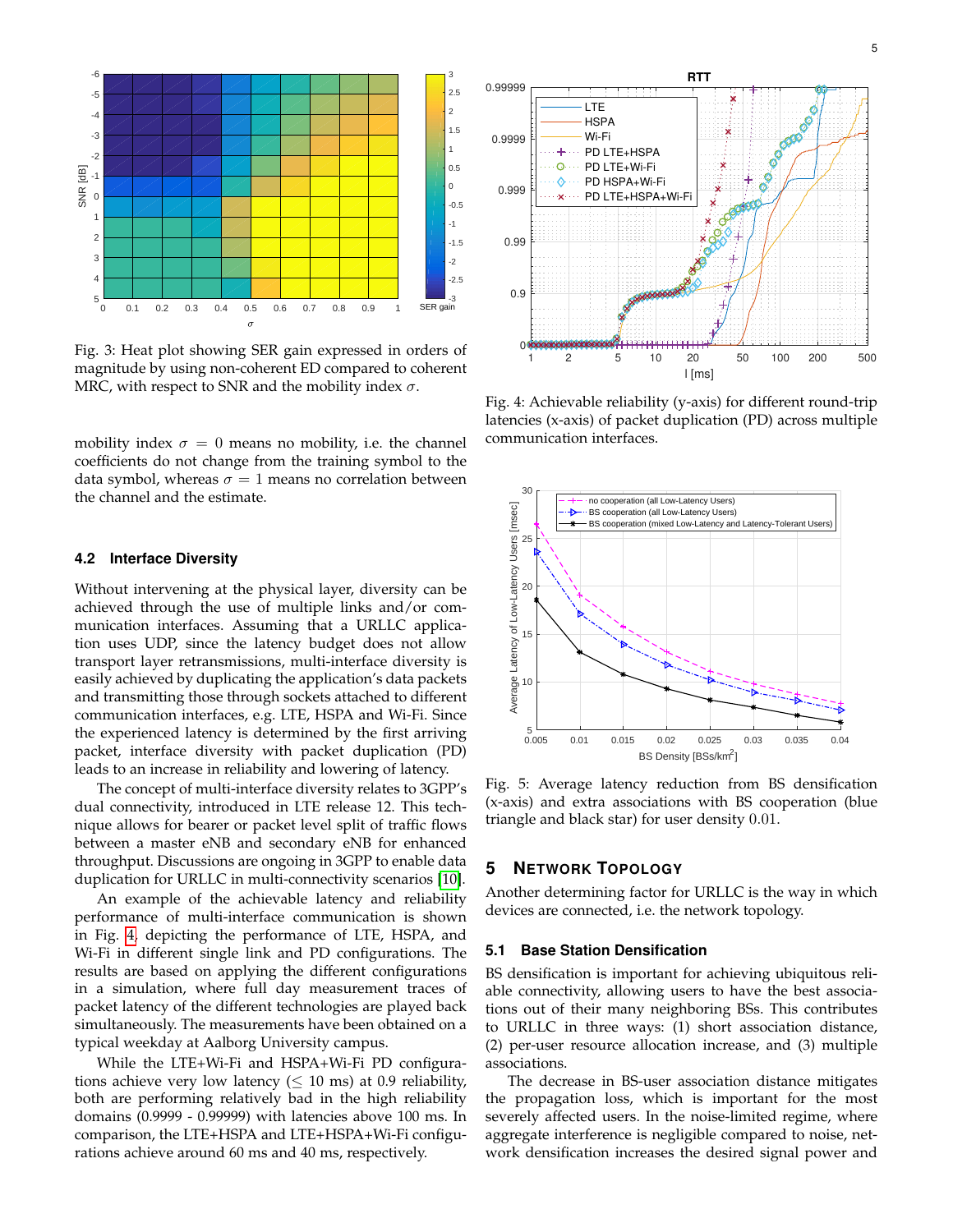Fig. 3: Heat plot showing SER gain expressed in orders of magnitude by using non-coherent ED compared to coherent MRC, with respect to SNR and the mobility index $\sigma$.

mobility index $\sigma = 0$ means no mobility, i.e. the channel coefficients do not change from the training symbol to the data symbol, whereas $\sigma = 1$ means no correlation between the channel and the estimate.

### 4.2 Interface Diversity

Without intervening at the physical layer, diversity can be achieved through the use of multiple links and/or communication interfaces. Assuming that a URLLC application uses UDP, since the latency budget does not allow transport layer retransmissions, multi-interface diversity is easily achieved by duplicating the application's data packets and transmitting those through sockets attached to different communication interfaces, e.g. LTE, HSPA and Wi-Fi. Since the experienced latency is determined by the first arriving packet, interface diversity with packet duplication (PD) leads to an increase in reliability and lowering of latency.

The concept of multi-interface diversity relates to 3GPP's dual connectivity, introduced in LTE release 12. This technique allows for bearer or packet level split of traffic flows between a master eNB and secondary eNB for enhanced throughput. Discussions are ongoing in 3GPP to enable data duplication for URLLC in multi-connectivity scenarios [10].

An example of the achievable latency and reliability performance of multi-interface communication is shown in Fig. 4, depicting the performance of LTE, HSPA, and Wi-Fi in different single link and PD configurations. The results are based on applying the different configurations in a simulation, where full day measurement traces of packet latency of the different technologies are played back simultaneously. The measurements have been obtained on a typical weekday at Aalborg University campus.

While the LTE+Wi-Fi and HSPA+Wi-Fi PD configurations achieve very low latency ($\leq$ 10 ms) at 0.9 reliability, both are performing relatively bad in the high reliability domains (0.9999 - 0.99999) with latencies above 100 ms. In comparison, the LTE+HSPA and LTE+HSPA+Wi-Fi configurations achieve around 60 ms and 40 ms, respectively.

Fig. 4: Achievable reliability (y-axis) for different round-trip latencies (x-axis) of packet duplication (PD) across multiple communication interfaces.

Fig. 5: Average latency reduction from BS densification (x-axis) and extra associations with BS cooperation (blue triangle and black star) for user density 0.01.

## 5 Network Topology

Another determining factor for URLLC is the way in which devices are connected, i.e. the network topology.

### 5.1 Base Station Densification

BS densification is important for achieving ubiquitous reliable connectivity, allowing users to have the best associations out of their many neighboring BSs. This contributes to URLLC in three ways: (1) short association distance, (2) per-user resource allocation increase, and (3) multiple associations.

The decrease in BS-user association distance mitigates the propagation loss, which is important for the most severely affected users. In the noise-limited regime, where aggregate interference is negligible compared to noise, network densification increases the desired signal power and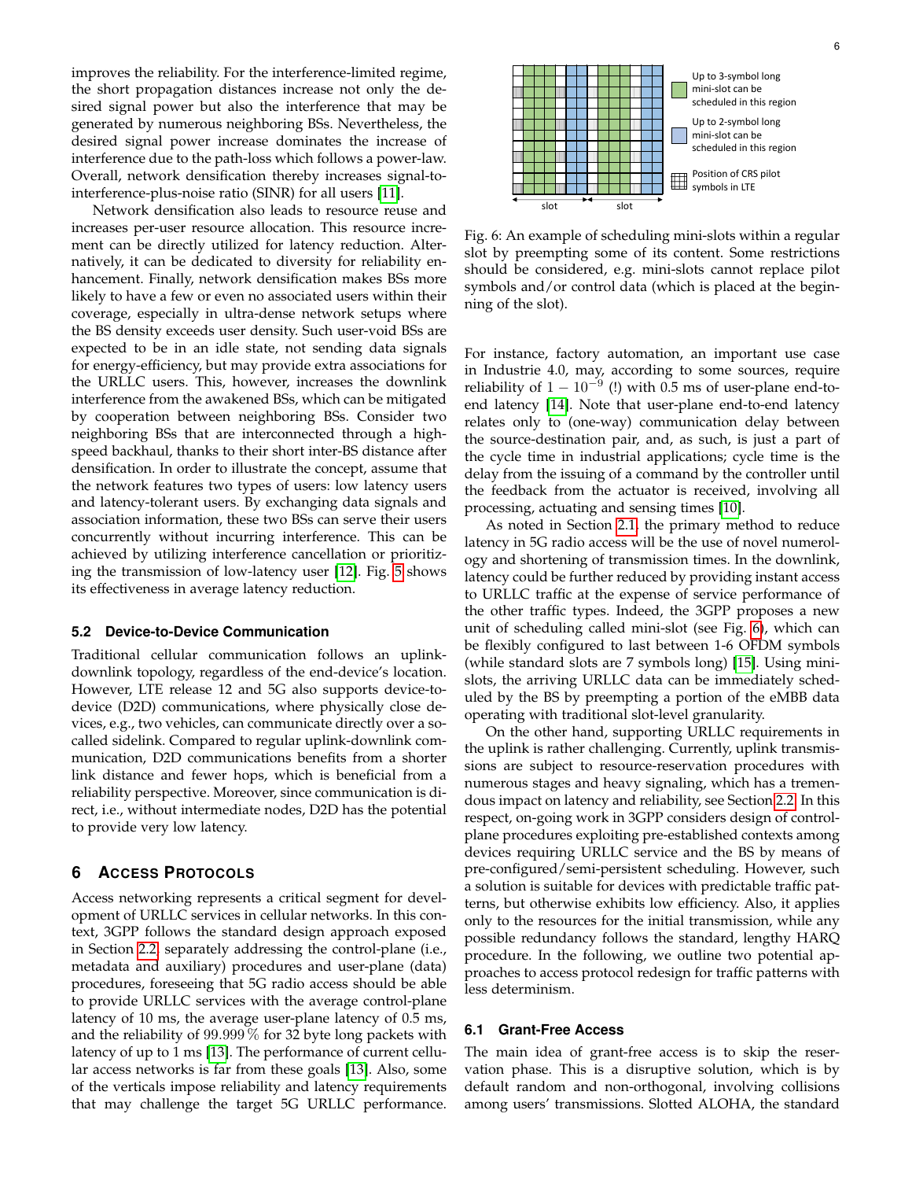improves the reliability. For the interference-limited regime, the short propagation distances increase not only the desired signal power but also the interference that may be generated by numerous neighboring BSs. Nevertheless, the desired signal power increase dominates the increase of interference due to the path-loss which follows a power-law. Overall, network densification thereby increases signal-to-interference-plus-noise ratio (SINR) for all users [11].

Network densification also leads to resource reuse and increases per-user resource allocation. This resource increment can be directly utilized for latency reduction. Alternatively, it can be dedicated to diversity for reliability enhancement. Finally, network densification makes BSs more likely to have a few or even no associated users within their coverage, especially in ultra-dense network setups where the BS density exceeds user density. Such user-void BSs are expected to be in an idle state, not sending data signals for energy-efficiency, but may provide extra associations for the URLLC users. This, however, increases the downlink interference from the awakened BSs, which can be mitigated by cooperation between neighboring BSs. Consider two neighboring BSs that are interconnected through a high-speed backhaul, thanks to their short inter-BS distance after densification. In order to illustrate the concept, assume that the network features two types of users: low latency users and latency-tolerant users. By exchanging data signals and association information, these two BSs can serve their users concurrently without incurring interference. This can be achieved by utilizing interference cancellation or prioritizing the transmission of low-latency user [12]. Fig. 5 shows its effectiveness in average latency reduction.

### 5.2 Device-to-Device Communication

Traditional cellular communication follows an uplink-downlink topology, regardless of the end-device's location. However, LTE release 12 and 5G also supports device-to-device (D2D) communications, where physically close devices, e.g., two vehicles, can communicate directly over a so-called sidelink. Compared to regular uplink-downlink communication, D2D communications benefits from a shorter link distance and fewer hops, which is beneficial from a reliability perspective. Moreover, since communication is direct, i.e., without intermediate nodes, D2D has the potential to provide very low latency.

## 6 Access Protocols

Access networking represents a critical segment for development of URLLC services in cellular networks. In this context, 3GPP follows the standard design approach exposed in Section 2.2, separately addressing the control-plane (i.e., metadata and auxiliary) procedures and user-plane (data) procedures, foreseeing that 5G radio access should be able to provide URLLC services with the average control-plane latency of 10 ms, the average user-plane latency of 0.5 ms, and the reliability of $99.999\,\%$ for 32 byte long packets with latency of up to 1 ms [13]. The performance of current cellular access networks is far from these goals [13]. Also, some of the verticals impose reliability and latency requirements that may challenge the target 5G URLLC performance.

Up to 3-symbol long mini-slot can be scheduled in this region

Up to 2-symbol long mini-slot can be scheduled in this region

Position of CRS pilot symbols in LTE

slot | slot

Fig. 6: An example of scheduling mini-slots within a regular slot by preempting some of its content. Some restrictions should be considered, e.g. mini-slots cannot replace pilot symbols and/or control data (which is placed at the beginning of the slot).

For instance, factory automation, an important use case in Industrie 4.0, may, according to some sources, require reliability of $1 - 10^{-9}$ (!) with 0.5 ms of user-plane end-to-end latency [14]. Note that user-plane end-to-end latency relates only to (one-way) communication delay between the source-destination pair, and, as such, is just a part of the cycle time in industrial applications; cycle time is the delay from the issuing of a command by the controller until the feedback from the actuator is received, involving all processing, actuating and sensing times [10].

As noted in Section 2.1, the primary method to reduce latency in 5G radio access will be the use of novel numerology and shortening of transmission times. In the downlink, latency could be further reduced by providing instant access to URLLC traffic at the expense of service performance of the other traffic types. Indeed, the 3GPP proposes a new unit of scheduling called mini-slot (see Fig. 6), which can be flexibly configured to last between 1-6 OFDM symbols (while standard slots are 7 symbols long) [15]. Using mini-slots, the arriving URLLC data can be immediately scheduled by the BS by preempting a portion of the eMBB data operating with traditional slot-level granularity.

On the other hand, supporting URLLC requirements in the uplink is rather challenging. Currently, uplink transmissions are subject to resource-reservation procedures with numerous stages and heavy signaling, which has a tremendous impact on latency and reliability, see Section 2.2. In this respect, on-going work in 3GPP considers design of control-plane procedures exploiting pre-established contexts among devices requiring URLLC service and the BS by means of pre-configured/semi-persistent scheduling. However, such a solution is suitable for devices with predictable traffic patterns, but otherwise exhibits low efficiency. Also, it applies only to the resources for the initial transmission, while any possible redundancy follows the standard, lengthy HARQ procedure. In the following, we outline two potential approaches to access protocol redesign for traffic patterns with less determinism.

### 6.1 Grant-Free Access

The main idea of grant-free access is to skip the reservation phase. This is a disruptive solution, which is by default random and non-orthogonal, involving collisions among users' transmissions. Slotted ALOHA, the standard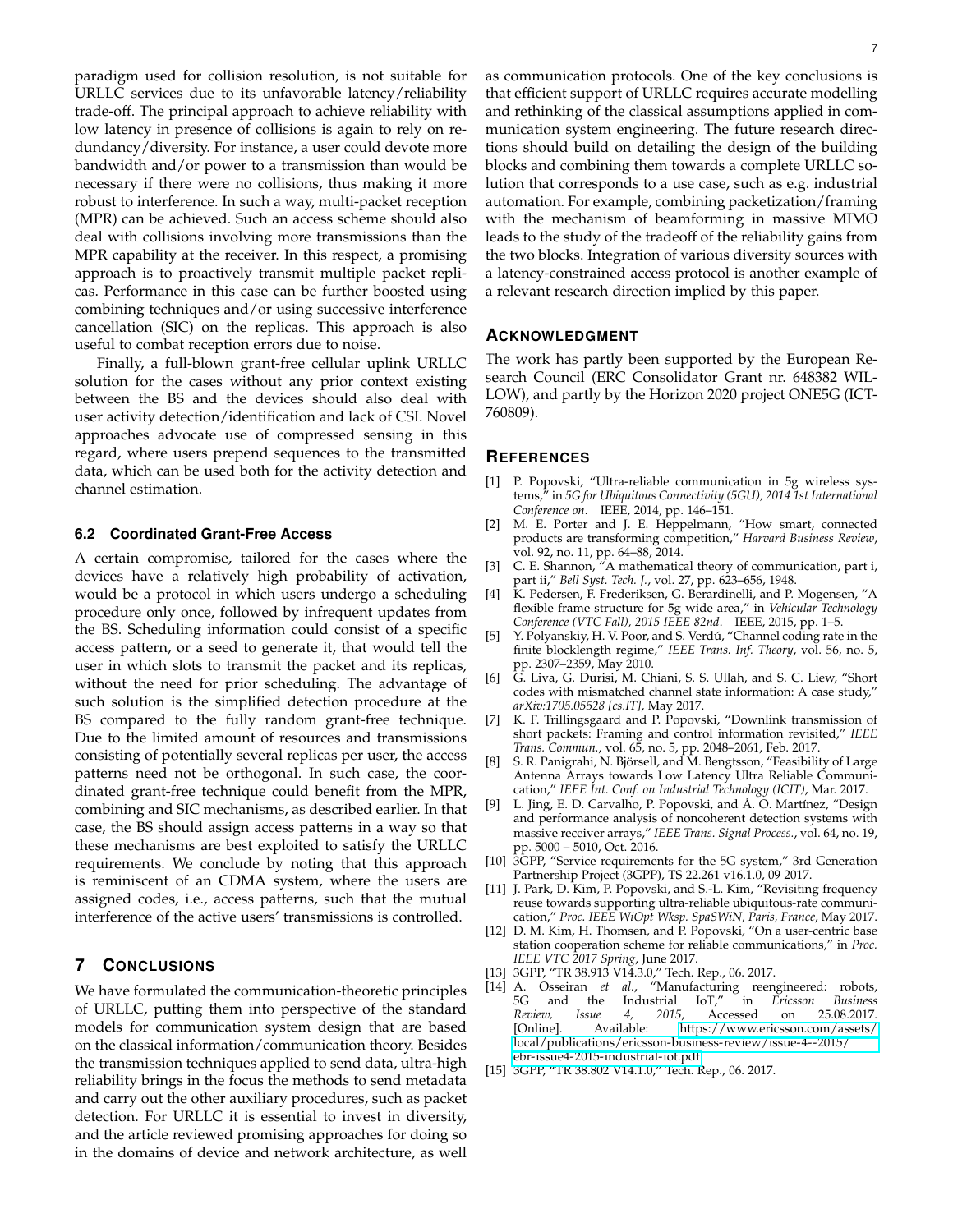paradigm used for collision resolution, is not suitable for URLLC services due to its unfavorable latency/reliability trade-off. The principal approach to achieve reliability with low latency in presence of collisions is again to rely on redundancy/diversity. For instance, a user could devote more bandwidth and/or power to a transmission than would be necessary if there were no collisions, thus making it more robust to interference. In such a way, multi-packet reception (MPR) can be achieved. Such an access scheme should also deal with collisions involving more transmissions than the MPR capability at the receiver. In this respect, a promising approach is to proactively transmit multiple packet replicas. Performance in this case can be further boosted using combining techniques and/or using successive interference cancellation (SIC) on the replicas. This approach is also useful to combat reception errors due to noise.

Finally, a full-blown grant-free cellular uplink URLLC solution for the cases without any prior context existing between the BS and the devices should also deal with user activity detection/identification and lack of CSI. Novel approaches advocate use of compressed sensing in this regard, where users prepend sequences to the transmitted data, which can be used both for the activity detection and channel estimation.

### 6.2 Coordinated Grant-Free Access

A certain compromise, tailored for the cases where the devices have a relatively high probability of activation, would be a protocol in which users undergo a scheduling procedure only once, followed by infrequent updates from the BS. Scheduling information could consist of a specific access pattern, or a seed to generate it, that would tell the user in which slots to transmit the packet and its replicas, without the need for prior scheduling. The advantage of such solution is the simplified detection procedure at the BS compared to the fully random grant-free technique. Due to the limited amount of resources and transmissions consisting of potentially several replicas per user, the access patterns need not be orthogonal. In such case, the coordinated grant-free technique could benefit from the MPR, combining and SIC mechanisms, as described earlier. In that case, the BS should assign access patterns in a way so that these mechanisms are best exploited to satisfy the URLLC requirements. We conclude by noting that this approach is reminiscent of an CDMA system, where the users are assigned codes, i.e., access patterns, such that the mutual interference of the active users' transmissions is controlled.

## 7 Conclusions

We have formulated the communication-theoretic principles of URLLC, putting them into perspective of the standard models for communication system design that are based on the classical information/communication theory. Besides the transmission techniques applied to send data, ultra-high reliability brings in the focus the methods to send metadata and carry out the other auxiliary procedures, such as packet detection. For URLLC it is essential to invest in diversity, and the article reviewed promising approaches for doing so in the domains of device and network architecture, as well as communication protocols. One of the key conclusions is that efficient support of URLLC requires accurate modelling and rethinking of the classical assumptions applied in communication system engineering. The future research directions should build on detailing the design of the building blocks and combining them towards a complete URLLC solution that corresponds to a use case, such as e.g. industrial automation. For example, combining packetization/framing with the mechanism of beamforming in massive MIMO leads to the study of the tradeoff of the reliability gains from the two blocks. Integration of various diversity sources with a latency-constrained access protocol is another example of a relevant research direction implied by this paper.

## Acknowledgment

The work has partly been supported by the European Research Council (ERC Consolidator Grant nr. 648382 WILLOW), and partly by the Horizon 2020 project ONE5G (ICT-760809).

## References

[1] P. Popovski, "Ultra-reliable communication in 5g wireless systems," in *5G for Ubiquitous Connectivity (5GU), 2014 1st International Conference on*. IEEE, 2014, pp. 146–151.

[2] M. E. Porter and J. E. Heppelmann, "How smart, connected products are transforming competition," *Harvard Business Review*, vol. 92, no. 11, pp. 64–88, 2014.

[3] C. E. Shannon, "A mathematical theory of communication, part i, part ii," *Bell Syst. Tech. J.*, vol. 27, pp. 623–656, 1948.

[4] K. Pedersen, F. Frederiksen, G. Berardinelli, and P. Mogensen, "A flexible frame structure for 5g wide area," in *Vehicular Technology Conference (VTC Fall), 2015 IEEE 82nd*. IEEE, 2015, pp. 1–5.

[5] Y. Polyanskiy, H. V. Poor, and S. Verdú, "Channel coding rate in the finite blocklength regime," *IEEE Trans. Inf. Theory*, vol. 56, no. 5, pp. 2307–2359, May 2010.

[6] G. Liva, G. Durisi, M. Chiani, S. S. Ullah, and S. C. Liew, "Short codes with mismatched channel state information: A case study," *arXiv:1705.05528 [cs.IT]*, May 2017.

[7] K. F. Trillingsgaard and P. Popovski, "Downlink transmission of short packets: Framing and control information revisited," *IEEE Trans. Commun.*, vol. 65, no. 5, pp. 2048–2061, Feb. 2017.

[8] S. R. Panigrahi, N. Björsell, and M. Bengtsson, "Feasibility of Large Antenna Arrays towards Low Latency Ultra Reliable Communication," *IEEE Int. Conf. on Industrial Technology (ICIT)*, Mar. 2017.

[9] L. Jing, E. D. Carvalho, P. Popovski, and Á. O. Martínez, "Design and performance analysis of noncoherent detection systems with massive receiver arrays," *IEEE Trans. Signal Process.*, vol. 64, no. 19, pp. 5000 – 5010, Oct. 2016.

[10] 3GPP, "Service requirements for the 5G system," 3rd Generation Partnership Project (3GPP), TS 22.261 v16.1.0, 09 2017.

[11] J. Park, D. Kim, P. Popovski, and S.-L. Kim, "Revisiting frequency reuse towards supporting ultra-reliable ubiquitous-rate communication," *Proc. IEEE WiOpt Wksp. SpaSWiN, Paris, France*, May 2017.

[12] D. M. Kim, H. Thomsen, and P. Popovski, "On a user-centric base station cooperation scheme for reliable communications," in *Proc. IEEE VTC 2017 Spring*, June 2017.

[13] 3GPP, "TR 38.913 V14.3.0," Tech. Rep., 06. 2017.

[14] A. Osseiran *et al.*, "Manufacturing reengineered: robots, 5G and the Industrial IoT," in *Ericsson Business Review, Issue 4, 2015*, Accessed on 25.08.2017. [Online]. Available: https://www.ericsson.com/assets/local/publications/ericsson-business-review/issue-4--2015/ebr-issue4-2015-industrial-iot.pdf

[15] 3GPP, "TR 38.802 V14.1.0," Tech. Rep., 06. 2017.